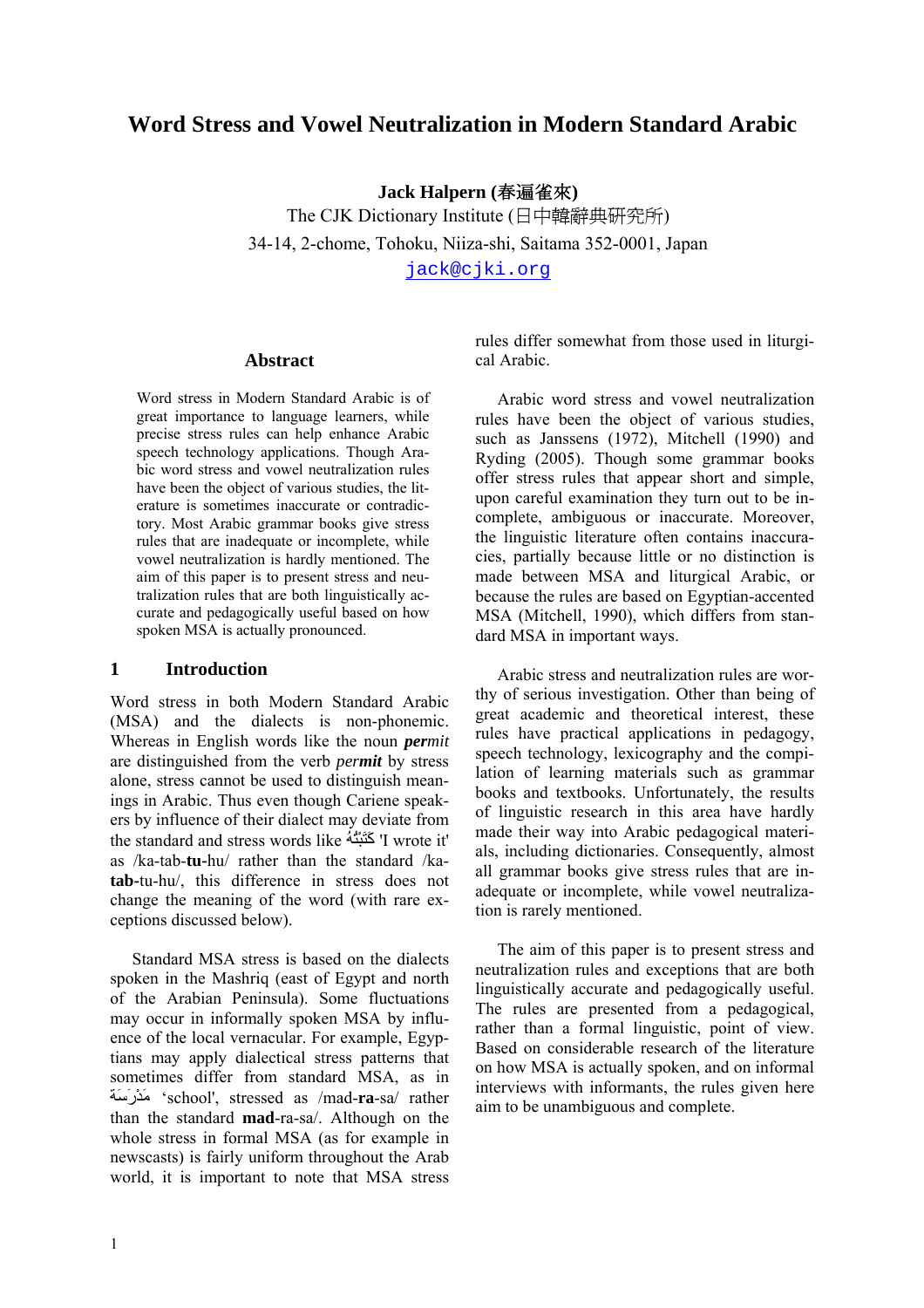# Word Stress and Vowel Neutralization in Modern Standard Arabic

**Jack Halpern (春遍雀來)**
The CJK Dictionary Institute (日中韓辭典研究所)
34-14, 2-chome, Tohoku, Niiza-shi, Saitama 352-0001, Japan
jack@cjki.org

## Abstract

Word stress in Modern Standard Arabic is of great importance to language learners, while precise stress rules can help enhance Arabic speech technology applications. Though Arabic word stress and vowel neutralization rules have been the object of various studies, the literature is sometimes inaccurate or contradictory. Most Arabic grammar books give stress rules that are inadequate or incomplete, while vowel neutralization is hardly mentioned. The aim of this paper is to present stress and neutralization rules that are both linguistically accurate and pedagogically useful based on how spoken MSA is actually pronounced.

## 1 Introduction

Word stress in both Modern Standard Arabic (MSA) and the dialects is non-phonemic. Whereas in English words like the noun ***per**mit* are distinguished from the verb *per**mit*** by stress alone, stress cannot be used to distinguish meanings in Arabic. Thus even though Cariene speakers by influence of their dialect may deviate from the standard and stress words like كَتَبْتُهُ 'I wrote it' as /ka-tab-**tu**-hu/ rather than the standard /ka-**tab**-tu-hu/, this difference in stress does not change the meaning of the word (with rare exceptions discussed below).

Standard MSA stress is based on the dialects spoken in the Mashriq (east of Egypt and north of the Arabian Peninsula). Some fluctuations may occur in informally spoken MSA by influence of the local vernacular. For example, Egyptians may apply dialectical stress patterns that sometimes differ from standard MSA, as in مَدْرَسَة 'school', stressed as /mad-**ra**-sa/ rather than the standard **mad**-ra-sa/. Although on the whole stress in formal MSA (as for example in newscasts) is fairly uniform throughout the Arab world, it is important to note that MSA stress rules differ somewhat from those used in liturgical Arabic.

Arabic word stress and vowel neutralization rules have been the object of various studies, such as Janssens (1972), Mitchell (1990) and Ryding (2005). Though some grammar books offer stress rules that appear short and simple, upon careful examination they turn out to be incomplete, ambiguous or inaccurate. Moreover, the linguistic literature often contains inaccuracies, partially because little or no distinction is made between MSA and liturgical Arabic, or because the rules are based on Egyptian-accented MSA (Mitchell, 1990), which differs from standard MSA in important ways.

Arabic stress and neutralization rules are worthy of serious investigation. Other than being of great academic and theoretical interest, these rules have practical applications in pedagogy, speech technology, lexicography and the compilation of learning materials such as grammar books and textbooks. Unfortunately, the results of linguistic research in this area have hardly made their way into Arabic pedagogical materials, including dictionaries. Consequently, almost all grammar books give stress rules that are inadequate or incomplete, while vowel neutralization is rarely mentioned.

The aim of this paper is to present stress and neutralization rules and exceptions that are both linguistically accurate and pedagogically useful. The rules are presented from a pedagogical, rather than a formal linguistic, point of view. Based on considerable research of the literature on how MSA is actually spoken, and on informal interviews with informants, the rules given here aim to be unambiguous and complete.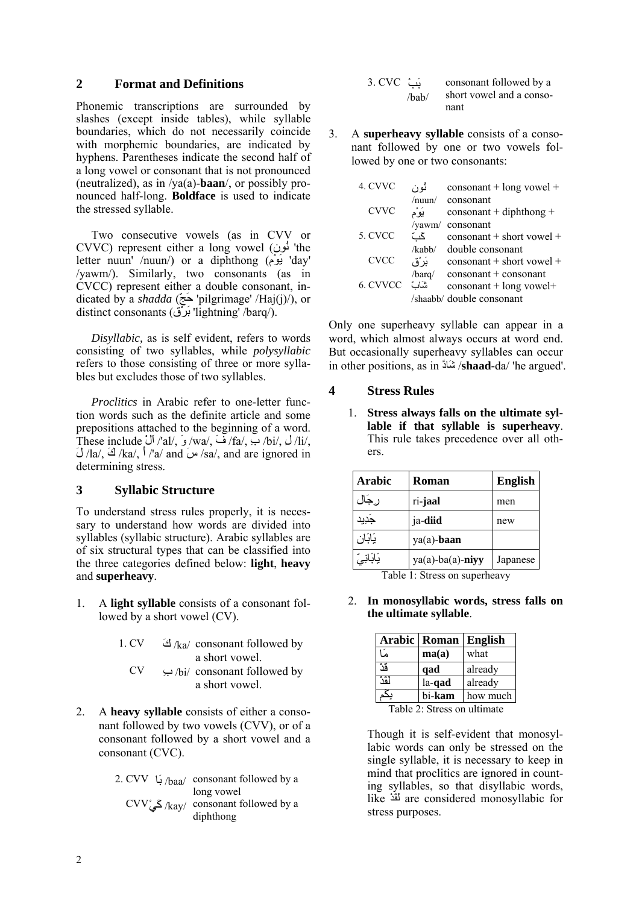## 2 Format and Definitions

Phonemic transcriptions are surrounded by slashes (except inside tables), while syllable boundaries, which do not necessarily coincide with morphemic boundaries, are indicated by hyphens. Parentheses indicate the second half of a long vowel or consonant that is not pronounced (neutralized), as in /ya(a)-**baan**/, or possibly pronounced half-long. **Boldface** is used to indicate the stressed syllable.

Two consecutive vowels (as in CVV or CVVC) represent either a long vowel (نُون 'the letter nuun' /nuun/) or a diphthong (يَوْم 'day' /yawm/). Similarly, two consonants (as in CVCC) represent either a double consonant, indicated by a *shadda* (حَجّ 'pilgrimage' /Haj(j)/), or distinct consonants (بَرْق 'lightning' /barq/).

*Disyllabic,* as is self evident, refers to words consisting of two syllables, while *polysyllabic* refers to those consisting of three or more syllables but excludes those of two syllables.

*Proclitics* in Arabic refer to one-letter function words such as the definite article and some prepositions attached to the beginning of a word. These include اَلْ /'al/, وَ /wa/, فَ /fa/, بِ /bi/, لِ /li/, لَ /la/, كَ /ka/, أ /'a/ and سَ /sa/, and are ignored in determining stress.

## 3 Syllabic Structure

To understand stress rules properly, it is necessary to understand how words are divided into syllables (syllabic structure). Arabic syllables are of six structural types that can be classified into the three categories defined below: **light**, **heavy** and **superheavy**.

1. A **light syllable** consists of a consonant followed by a short vowel (CV).

| | | | |
|---|---|---|---|
| 1. CV | كَ | /ka/ | consonant followed by a short vowel. |
| CV | بِ | /bi/ | consonant followed by a short vowel. |

2. A **heavy syllable** consists of either a consonant followed by two vowels (CVV), or of a consonant followed by a short vowel and a consonant (CVC).

| | | | |
|---|---|---|---|
| 2. CVV | بَا | /baa/ | consonant followed by a long vowel |
| CVV | كَيْ | /kay/ | consonant followed by a diphthong |
| 3. CVC | بَبْ | /bab/ | consonant followed by a short vowel and a consonant |

3. A **superheavy syllable** consists of a consonant followed by one or two vowels followed by one or two consonants:

| | | | |
|---|---|---|---|
| 4. CVVC | نُون | /nuun/ | consonant + long vowel + consonant |
| CVVC | يَوْم | /yawm/ | consonant + diphthong + consonant |
| 5. CVCC | كَبّ | /kabb/ | consonant + short vowel + double consonant |
| CVCC | بَرْق | /barq/ | consonant + short vowel + consonant + consonant |
| 6. CVVCC | شَابّ | /shaabb/ | consonant + long vowel+ double consonant |

Only one superheavy syllable can appear in a word, which almost always occurs at word end. But occasionally superheavy syllables can occur in other positions, as in شَادَّ /**shaad**-da/ 'he argued'.

## 4 Stress Rules

1. **Stress always falls on the ultimate syllable if that syllable is superheavy**. This rule takes precedence over all others.

| Arabic | Roman | English |
|---|---|---|
| رِجَال | ri-**jaal** | men |
| جَدِيد | ja-**diid** | new |
| يَابَان | ya(a)-**baan** | |
| يَابَانِيّ | ya(a)-ba(a)-**niyy** | Japanese |

Table 1: Stress on superheavy

2. **In monosyllabic words, stress falls on the ultimate syllable**.

| Arabic | Roman | English |
|---|---|---|
| مَا | **ma(a)** | what |
| قَدْ | **qad** | already |
| لَقَدْ | la-**qad** | already |
| بِكَم | bi-**kam** | how much |

Table 2: Stress on ultimate

Though it is self-evident that monosyllabic words can only be stressed on the single syllable, it is necessary to keep in mind that proclitics are ignored in counting syllables, so that disyllabic words, like لَقَدْ are considered monosyllabic for stress purposes.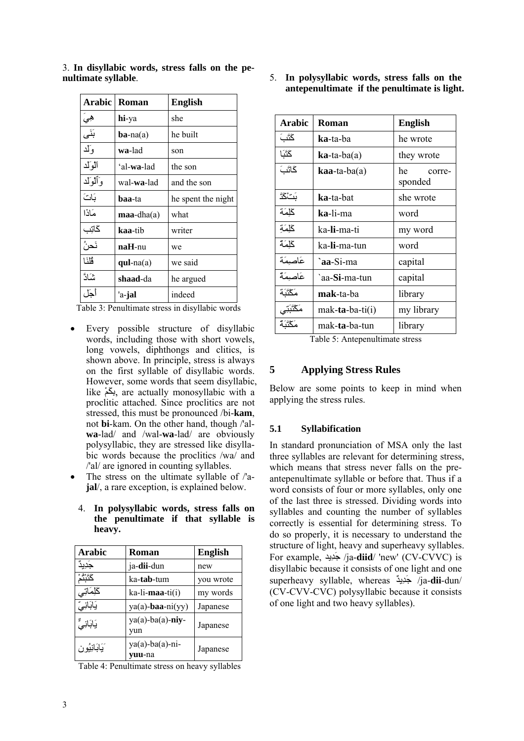3. **In disyllabic words, stress falls on the penultimate syllable**.

| Arabic | Roman | English |
|---|---|---|
| هِيَ | **hi**-ya | she |
| بَنَى | **ba**-na(a) | he built |
| وَلَد | **wa**-lad | son |
| اَلْوَلَد | ‘al-**wa**-lad | the son |
| وَاَلْوَلَد | wal-**wa**-lad | and the son |
| بَاتَ | **baa**-ta | he spent the night |
| مَاذَا | **maa**-dha(a) | what |
| كَاتِب | **kaa**-tib | writer |
| نَحنُ | **naH**-nu | we |
| قُلنَا | **qul**-na(a) | we said |
| شَادَّ | **shaad**-da | he argued |
| أَجَل | 'a-**jal** | indeed |

Table 3: Penultimate stress in disyllabic words

- Every possible structure of disyllabic words, including those with short vowels, long vowels, diphthongs and clitics, is shown above. In principle, stress is always on the first syllable of disyllabic words. However, some words that seem disyllabic, like بِكَمْ, are actually monosyllabic with a proclitic attached. Since proclitics are not stressed, this must be pronounced /bi-**kam**, not **bi**-kam. On the other hand, though /'al-**wa**-lad/ and /wal-**wa**-lad/ are obviously polysyllabic, they are stressed like disyllabic words because the proclitics /wa/ and /'al/ are ignored in counting syllables.
- The stress on the ultimate syllable of /'a-**jal**/, a rare exception, is explained below.

4. **In polysyllabic words, stress falls on the penultimate if that syllable is heavy.**

| Arabic | Roman | English |
|---|---|---|
| جَدِيدٌ | ja-**dii**-dun | new |
| كَتَبْتُمْ | ka-**tab**-tum | you wrote |
| كَلِمَاتِي | ka-li-**maa**-ti(i) | my words |
| يَابَانِيّ | ya(a)-**baa**-ni(yy) | Japanese |
| يَابَانِيٌّ | ya(a)-ba(a)-**niy**-yun | Japanese |
| يَابَانِيُون | ya(a)-ba(a)-ni-**yuu**-na | Japanese |

Table 4: Penultimate stress on heavy syllables

5. **In polysyllabic words, stress falls on the antepenultimate if the penultimate is light.**

| Arabic | Roman | English |
|---|---|---|
| كَتَبَ | **ka**-ta-ba | he wrote |
| كَتَبَا | **ka**-ta-ba(a) | they wrote |
| كَاتَبَ | **kaa**-ta-ba(a) | he corresponded |
| كَتَبَتْ | **ka**-ta-bat | she wrote |
| كَلِمَة | **ka**-li-ma | word |
| كَلِمَتِ | ka-**li**-ma-ti | my word |
| كَلِمَةٌ | ka-**li**-ma-tun | word |
| عَاصِمَة | **`aa**-Si-ma | capital |
| عَاصِمَةٌ | `aa-**Si**-ma-tun | capital |
| مَكْتَبَة | **mak**-ta-ba | library |
| مَكْتَبَتِي | mak-**ta**-ba-ti(i) | my library |
| مَكْتَبَةٌ | mak-**ta**-ba-tun | library |

Table 5: Antepenultimate stress

## 5 Applying Stress Rules

Below are some points to keep in mind when applying the stress rules.

### 5.1 Syllabification

In standard pronunciation of MSA only the last three syllables are relevant for determining stress, which means that stress never falls on the pre-antepenultimate syllable or before that. Thus if a word consists of four or more syllables, only one of the last three is stressed. Dividing words into syllables and counting the number of syllables correctly is essential for determining stress. To do so properly, it is necessary to understand the structure of light, heavy and superheavy syllables. For example, جَدِيد /ja-**diid**/ 'new' (CV-CVVC) is disyllabic because it consists of one light and one superheavy syllable, whereas جَدِيدٌ /ja-**dii**-dun/ (CV-CVV-CVC) polysyllabic because it consists of one light and two heavy syllables).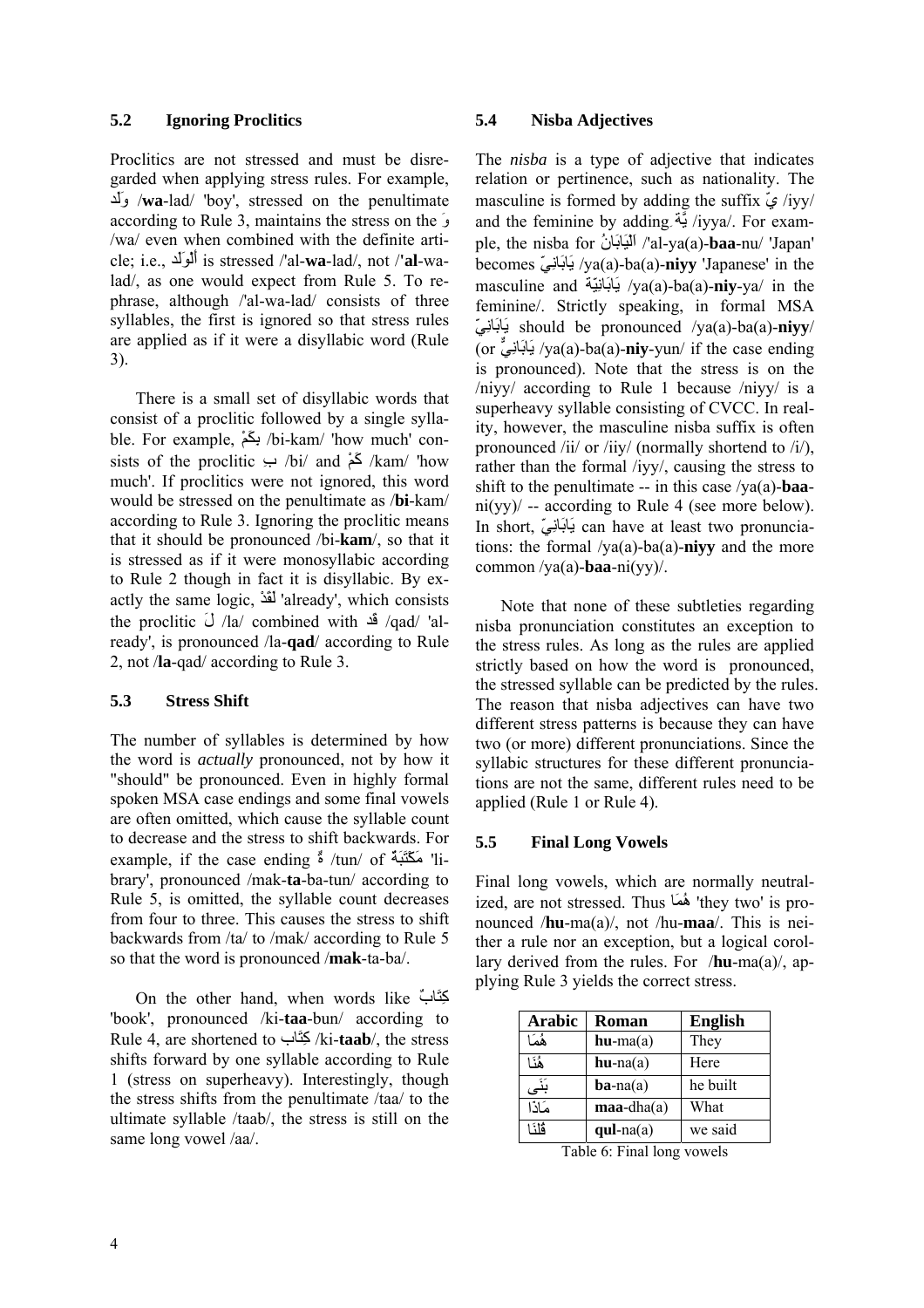### 5.2 Ignoring Proclitics

Proclitics are not stressed and must be disregarded when applying stress rules. For example, وَلَد /**wa**-lad/ 'boy', stressed on the penultimate according to Rule 3, maintains the stress on the وَ /wa/ even when combined with the definite article; i.e., أَلْوَلَد is stressed /'al-**wa**-lad/, not /'**al**-wa-lad/, as one would expect from Rule 5. To rephrase, although /'al-wa-lad/ consists of three syllables, the first is ignored so that stress rules are applied as if it were a disyllabic word (Rule 3).

There is a small set of disyllabic words that consist of a proclitic followed by a single syllable. For example, بِكَمْ /bi-kam/ 'how much' consists of the proclitic بِ /bi/ and كَمْ /kam/ 'how much'. If proclitics were not ignored, this word would be stressed on the penultimate as /**bi**-kam/ according to Rule 3. Ignoring the proclitic means that it should be pronounced /bi-**kam**/, so that it is stressed as if it were monosyllabic according to Rule 2 though in fact it is disyllabic. By exactly the same logic, لَقَدْ 'already', which consists the proclitic لَ /la/ combined with قد /qad/ 'already', is pronounced /la-**qad**/ according to Rule 2, not /**la**-qad/ according to Rule 3.

### 5.3 Stress Shift

The number of syllables is determined by how the word is *actually* pronounced, not by how it "should" be pronounced. Even in highly formal spoken MSA case endings and some final vowels are often omitted, which cause the syllable count to decrease and the stress to shift backwards. For example, if the case ending ةٌ /tun/ of مَكْتَبَةٌ 'library', pronounced /mak-**ta**-ba-tun/ according to Rule 5, is omitted, the syllable count decreases from four to three. This causes the stress to shift backwards from /ta/ to /mak/ according to Rule 5 so that the word is pronounced /**mak**-ta-ba/.

On the other hand, when words like كِتَابٌ 'book', pronounced /ki-**taa**-bun/ according to Rule 4, are shortened to كِتَاب /ki-**taab**/, the stress shifts forward by one syllable according to Rule 1 (stress on superheavy). Interestingly, though the stress shifts from the penultimate /taa/ to the ultimate syllable /taab/, the stress is still on the same long vowel /aa/.

### 5.4 Nisba Adjectives

The *nisba* is a type of adjective that indicates relation or pertinence, such as nationality. The masculine is formed by adding the suffix يّ /iyy/ and the feminine by adding يَّة /iyya/. For example, the nisba for اَلْيَابَانُ /'al-ya(a)-**baa**-nu/ 'Japan' becomes يَابَانِيّ /ya(a)-ba(a)-**niyy** 'Japanese' in the masculine and يَابَانِيّة /ya(a)-ba(a)-**niy**-ya/ in the feminine/. Strictly speaking, in formal MSA يَابَانِيّ should be pronounced /ya(a)-ba(a)-**niyy**/ (or يَابَانِيٌّ /ya(a)-ba(a)-**niy**-yun/ if the case ending is pronounced). Note that the stress is on the /niyy/ according to Rule 1 because /niyy/ is a superheavy syllable consisting of CVCC. In reality, however, the masculine nisba suffix is often pronounced /ii/ or /iiy/ (normally shorten to /i/), rather than the formal /iyy/, causing the stress to shift to the penultimate -- in this case /ya(a)-**baa**-ni(yy)/ -- according to Rule 4 (see more below). In short, يَابَانِيّ can have at least two pronunciations: the formal /ya(a)-ba(a)-**niyy** and the more common /ya(a)-**baa**-ni(yy)/.

Note that none of these subtleties regarding nisba pronunciation constitutes an exception to the stress rules. As long as the rules are applied strictly based on how the word is pronounced, the stressed syllable can be predicted by the rules. The reason that nisba adjectives can have two different stress patterns is because they can have two (or more) different pronunciations. Since the syllabic structures for these different pronunciations are not the same, different rules need to be applied (Rule 1 or Rule 4).

### 5.5 Final Long Vowels

Final long vowels, which are normally neutralized, are not stressed. Thus هُمَا 'they two' is pronounced /**hu**-ma(a)/, not /hu-**maa**/. This is neither a rule nor an exception, but a logical corollary derived from the rules. For /**hu**-ma(a)/, applying Rule 3 yields the correct stress.

| Arabic | Roman | English |
|---|---|---|
| هُمَا | **hu**-ma(a) | They |
| هُنَا | **hu**-na(a) | Here |
| بَنَى | **ba**-na(a) | he built |
| مَاذَا | **maa**-dha(a) | What |
| قُلْنَا | **qul**-na(a) | we said |

Table 6: Final long vowels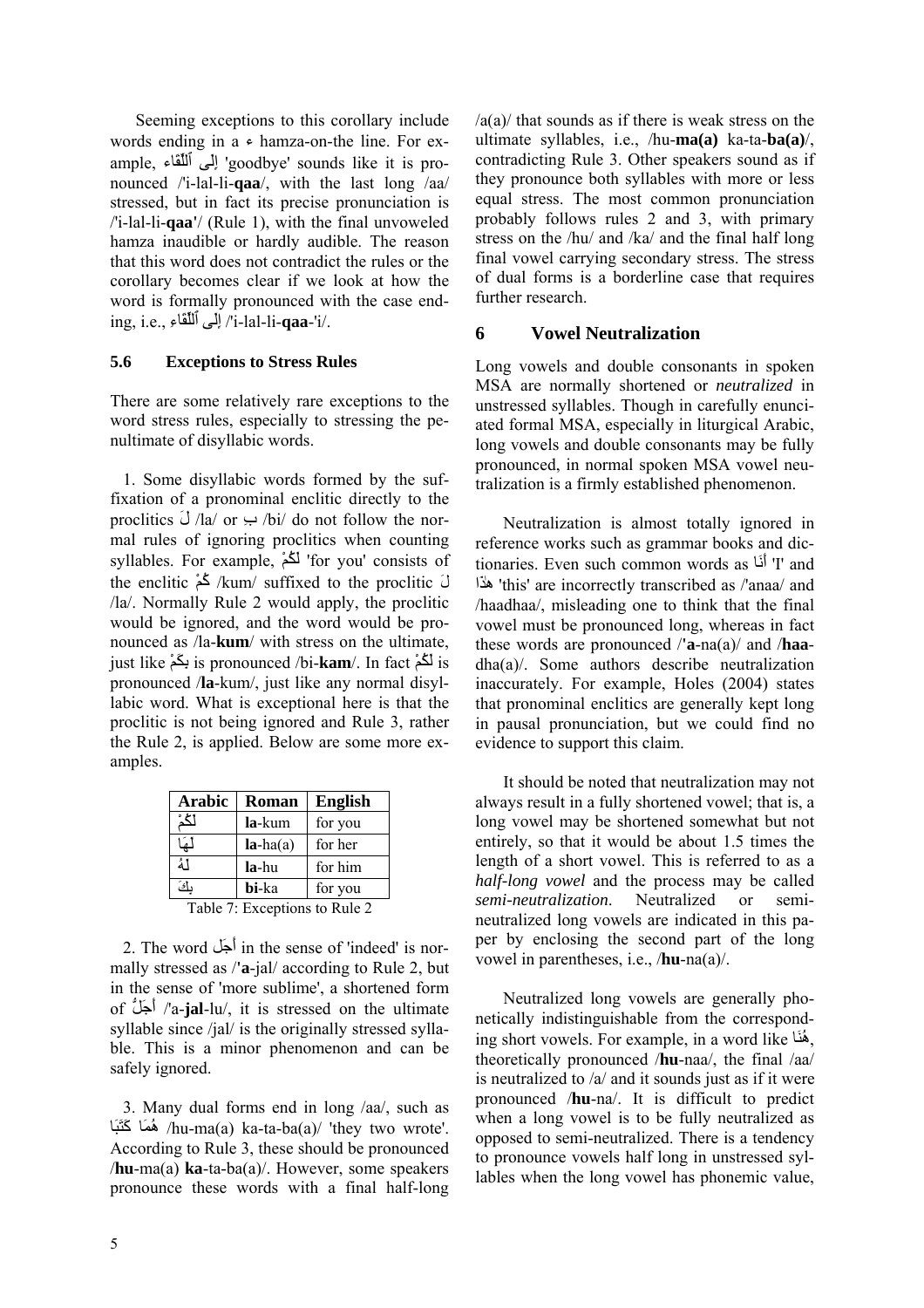Seeming exceptions to this corollary include words ending in a ء hamza-on-the line. For example, إِلى اَللِّقَاء 'goodbye' sounds like it is pronounced /'i-lal-li-**qaa**/, with the last long /aa/ stressed, but in fact its precise pronunciation is /'i-lal-li-**qaa'**/ (Rule 1), with the final unvoweled hamza inaudible or hardly audible. The reason that this word does not contradict the rules or the corollary becomes clear if we look at how the word is formally pronounced with the case ending, i.e., إِلى اَللِّقَاءِ /'i-lal-li-**qaa**-'i/.

### 5.6 Exceptions to Stress Rules

There are some relatively rare exceptions to the word stress rules, especially to stressing the penultimate of disyllabic words.

1. Some disyllabic words formed by the suffixation of a pronominal enclitic directly to the proclitics لَ /la/ or بِ /bi/ do not follow the normal rules of ignoring proclitics when counting syllables. For example, لَكُمْ 'for you' consists of the enclitic كُمْ /kum/ suffixed to the proclitic لَ /la/. Normally Rule 2 would apply, the proclitic would be ignored, and the word would be pronounced as /la-**kum**/ with stress on the ultimate, just like بِكَمْ is pronounced /bi-**kam**/. In fact لَكُمْ is pronounced /**la**-kum/, just like any normal disyllabic word. What is exceptional here is that the proclitic is not being ignored and Rule 3, rather the Rule 2, is applied. Below are some more examples.

| Arabic | Roman | English |
|---|---|---|
| لَكُمْ | **la**-kum | for you |
| لَهَا | **la**-ha(a) | for her |
| لَهُ | **la**-hu | for him |
| بِكَ | **bi**-ka | for you |

Table 7: Exceptions to Rule 2

2. The word أَجَل in the sense of 'indeed' is normally stressed as /'**a**-jal/ according to Rule 2, but in the sense of 'more sublime', a shortened form of أَجَلُّ /'a-**jal**-lu/, it is stressed on the ultimate syllable since /jal/ is the originally stressed syllable. This is a minor phenomenon and can be safely ignored.

3. Many dual forms end in long /aa/, such as هُمَا كَتَبَا /hu-ma(a) ka-ta-ba(a)/ 'they two wrote'. According to Rule 3, these should be pronounced /**hu**-ma(a) **ka**-ta-ba(a)/. However, some speakers pronounce these words with a final half-long /a(a)/ that sounds as if there is weak stress on the ultimate syllables, i.e., /hu-**ma(a)** ka-ta-**ba(a)**/, contradicting Rule 3. Other speakers sound as if they pronounce both syllables with more or less equal stress. The most common pronunciation probably follows rules 2 and 3, with primary stress on the /hu/ and /ka/ and the final half long final vowel carrying secondary stress. The stress of dual forms is a borderline case that requires further research.

## 6 Vowel Neutralization

Long vowels and double consonants in spoken MSA are normally shortened or *neutralized* in unstressed syllables. Though in carefully enunciated formal MSA, especially in liturgical Arabic, long vowels and double consonants may be fully pronounced, in normal spoken MSA vowel neutralization is a firmly established phenomenon.

Neutralization is almost totally ignored in reference works such as grammar books and dictionaries. Even such common words as أَنَا 'I' and هٰذَا 'this' are incorrectly transcribed as /'anaa/ and /haadhaa/, misleading one to think that the final vowel must be pronounced long, whereas in fact these words are pronounced /'**a**-na(a)/ and /**haa**-dha(a)/. Some authors describe neutralization inaccurately. For example, Holes (2004) states that pronominal enclitics are generally kept long in pausal pronunciation, but we could find no evidence to support this claim.

It should be noted that neutralization may not always result in a fully shortened vowel; that is, a long vowel may be shortened somewhat but not entirely, so that it would be about 1.5 times the length of a short vowel. This is referred to as a *half-long vowel* and the process may be called *semi-neutralization*. Neutralized or semi-neutralized long vowels are indicated in this paper by enclosing the second part of the long vowel in parentheses, i.e., /**hu**-na(a)/.

Neutralized long vowels are generally phonetically indistinguishable from the corresponding short vowels. For example, in a word like هُنَا, theoretically pronounced /**hu**-naa/, the final /aa/ is neutralized to /a/ and it sounds just as if it were pronounced /**hu**-na/. It is difficult to predict when a long vowel is to be fully neutralized as opposed to semi-neutralized. There is a tendency to pronounce vowels half long in unstressed syllables when the long vowel has phonemic value,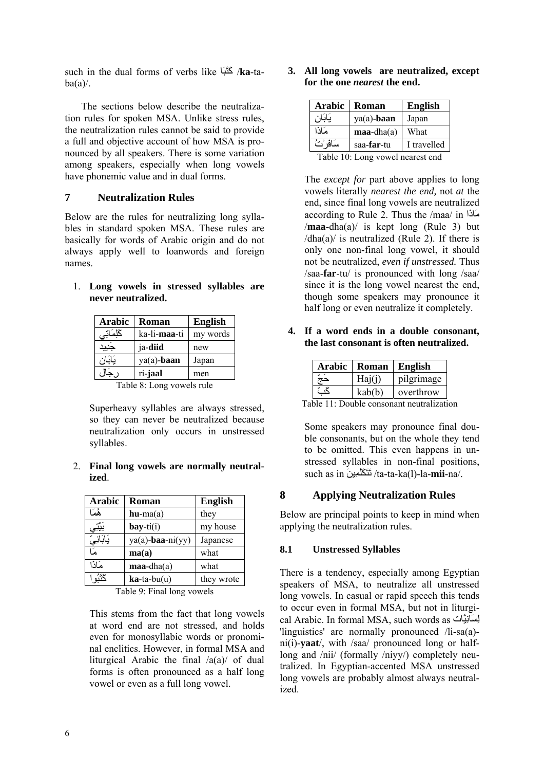such in the dual forms of verbs like كَتَبَا /**ka**-ta-ba(a)/.

The sections below describe the neutralization rules for spoken MSA. Unlike stress rules, the neutralization rules cannot be said to provide a full and objective account of how MSA is pronounced by all speakers. There is some variation among speakers, especially when long vowels have phonemic value and in dual forms.

## 7 Neutralization Rules

Below are the rules for neutralizing long syllables in standard spoken MSA. These rules are basically for words of Arabic origin and do not always apply well to loanwords and foreign names.

1. **Long vowels in stressed syllables are never neutralized.**

| Arabic | Roman | English |
|---|---|---|
| كَلِمَاتِي | ka-li-**maa**-ti | my words |
| جَدِيد | ja-**diid** | new |
| يَابَان | ya(a)-**baan** | Japan |
| رِجَال | ri-**jaal** | men |

Table 8: Long vowels rule

Superheavy syllables are always stressed, so they can never be neutralized because neutralization only occurs in unstressed syllables.

2. **Final long vowels are normally neutralized**.

| Arabic | Roman | English |
|---|---|---|
| هُمَا | **hu**-ma(a) | they |
| بَيْتِي | **bay**-ti(i) | my house |
| يَابَانِيّ | ya(a)-**baa**-ni(yy) | Japanese |
| مَا | **ma(a)** | what |
| مَاذَا | **maa**-dha(a) | what |
| كَتَبُوا | **ka**-ta-bu(u) | they wrote |

Table 9: Final long vowels

This stems from the fact that long vowels at word end are not stressed, and holds even for monosyllabic words or pronominal enclitics. However, in formal MSA and liturgical Arabic the final /a(a)/ of dual forms is often pronounced as a half long vowel or even as a full long vowel.

3. **All long vowels are neutralized, except for the one *nearest* the end.**

| Arabic | Roman | English |
|---|---|---|
| يَابَان | ya(a)-**baan** | Japan |
| مَاذَا | **maa**-dha(a) | What |
| سَافَرْتُ | saa-**far**-tu | I travelled |

Table 10: Long vowel nearest end

The *except for* part above applies to long vowels literally *nearest the end*, not *at* the end, since final long vowels are neutralized according to Rule 2. Thus the /maa/ in مَاذَا /**maa**-dha(a)/ is kept long (Rule 3) but /dha(a)/ is neutralized (Rule 2). If there is only one non-final long vowel, it should not be neutralized, *even if unstressed.* Thus /saa-**far**-tu/ is pronounced with long /saa/ since it is the long vowel nearest the end, though some speakers may pronounce it half long or even neutralize it completely.

4. **If a word ends in a double consonant, the last consonant is often neutralized.**

| Arabic | Roman | English |
|---|---|---|
| حَجّ | Haj(j) | pilgrimage |
| كَبّ | kab(b) | overthrow |

Table 11: Double consonant neutralization

Some speakers may pronounce final double consonants, but on the whole they tend to be omitted. This even happens in unstressed syllables in non-final positions, such as in تَتَكَلَّمِينَ /ta-ta-ka(l)-la-**mii**-na/.

## 8 Applying Neutralization Rules

Below are principal points to keep in mind when applying the neutralization rules.

### 8.1 Unstressed Syllables

There is a tendency, especially among Egyptian speakers of MSA, to neutralize all unstressed long vowels. In casual or rapid speech this tends to occur even in formal MSA, but not in liturgical Arabic. In formal MSA, such words as لِسَانِيَّات 'linguistics' are normally pronounced /li-sa(a)-ni(i)-**yaat**/, with /saa/ pronounced long or half-long and /nii/ (formally /niyy/) completely neutralized. In Egyptian-accented MSA unstressed long vowels are probably almost always neutralized.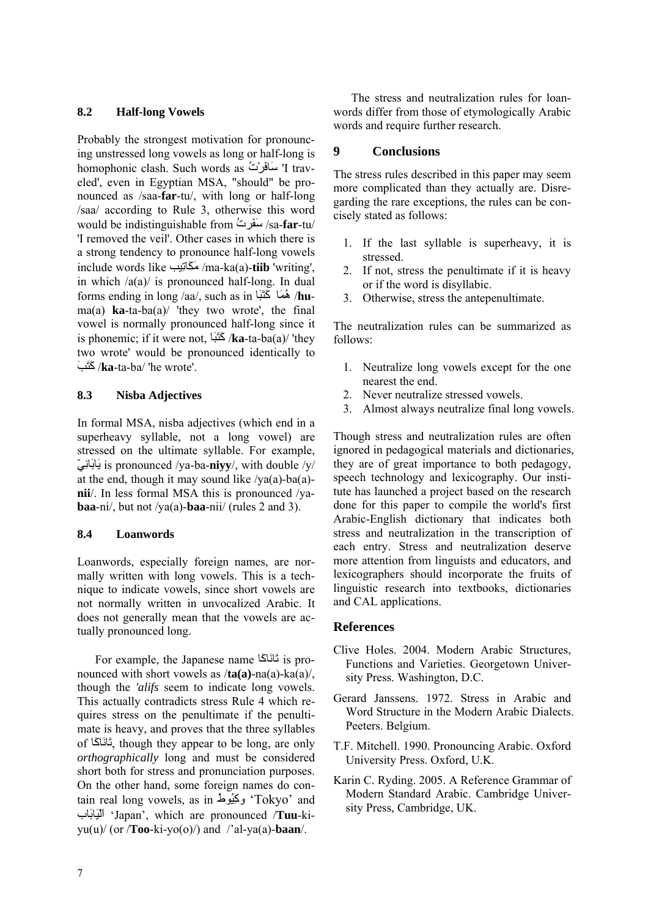### 8.2 Half-long Vowels

Probably the strongest motivation for pronouncing unstressed long vowels as long or half-long is homophonic clash. Such words as سَافَرْتُ 'I traveled', even in Egyptian MSA, "should" be pronounced as /saa-**far**-tu/, with long or half-long /saa/ according to Rule 3, otherwise this word would be indistinguishable from سَفَرْتُ /sa-**far**-tu/ 'I removed the veil'. Other cases in which there is a strong tendency to pronounce half-long vowels include words like مَكَاتِيب /ma-ka(a)-**tiib** 'writing', in which /a(a)/ is pronounced half-long. In dual forms ending in long /aa/, such as in هُمَا كَتَبَا /**hu**-ma(a) **ka**-ta-ba(a)/ 'they two wrote', the final vowel is normally pronounced half-long since it is phonemic; if it were not, كَتَبَا /**ka**-ta-ba(a)/ 'they two wrote' would be pronounced identically to كَتَبَ /**ka**-ta-ba/ 'he wrote'.

### 8.3 Nisba Adjectives

In formal MSA, nisba adjectives (which end in a superheavy syllable, not a long vowel) are stressed on the ultimate syllable. For example, يَابَانِيّ is pronounced /ya-ba-**niyy**/, with double /y/ at the end, though it may sound like /ya(a)-ba(a)-**nii**/. In less formal MSA this is pronounced /ya-**baa**-ni/, but not /ya(a)-**baa**-nii/ (rules 2 and 3).

### 8.4 Loanwords

Loanwords, especially foreign names, are normally written with long vowels. This is a technique to indicate vowels, since short vowels are not normally written in unvocalized Arabic. It does not generally mean that the vowels are actually pronounced long.

For example, the Japanese name تَانَاكَا is pronounced with short vowels as /**ta(a)**-na(a)-ka(a)/, though the *'alifs* seem to indicate long vowels. This actually contradicts stress Rule 4 which requires stress on the penultimate if the penultimate is heavy, and proves that the three syllables of تَانَاكَا, though they appear to be long, are only *orthographically* long and must be considered short both for stress and pronunciation purposes. On the other hand, some foreign names do contain real long vowels, as in طُوكِيُو 'Tokyo' and اَلْيَابَان 'Japan', which are pronounced /**Tuu**-ki-yu(u)/ (or /**Too**-ki-yo(o)/) and /'al-ya(a)-**baan**/.

The stress and neutralization rules for loanwords differ from those of etymologically Arabic words and require further research.

## 9 Conclusions

The stress rules described in this paper may seem more complicated than they actually are. Disregarding the rare exceptions, the rules can be concisely stated as follows:

1. If the last syllable is superheavy, it is stressed.
2. If not, stress the penultimate if it is heavy or if the word is disyllabic.
3. Otherwise, stress the antepenultimate.

The neutralization rules can be summarized as follows:

1. Neutralize long vowels except for the one nearest the end.
2. Never neutralize stressed vowels.
3. Almost always neutralize final long vowels.

Though stress and neutralization rules are often ignored in pedagogical materials and dictionaries, they are of great importance to both pedagogy, speech technology and lexicography. Our institute has launched a project based on the research done for this paper to compile the world's first Arabic-English dictionary that indicates both stress and neutralization in the transcription of each entry. Stress and neutralization deserve more attention from linguists and educators, and lexicographers should incorporate the fruits of linguistic research into textbooks, dictionaries and CAL applications.

## References

Clive Holes. 2004. Modern Arabic Structures, Functions and Varieties. Georgetown University Press. Washington, D.C.

Gerard Janssens. 1972. Stress in Arabic and Word Structure in the Modern Arabic Dialects. Peeters. Belgium.

T.F. Mitchell. 1990. Pronouncing Arabic. Oxford University Press. Oxford, U.K.

Karin C. Ryding. 2005. A Reference Grammar of Modern Standard Arabic. Cambridge University Press, Cambridge, UK.